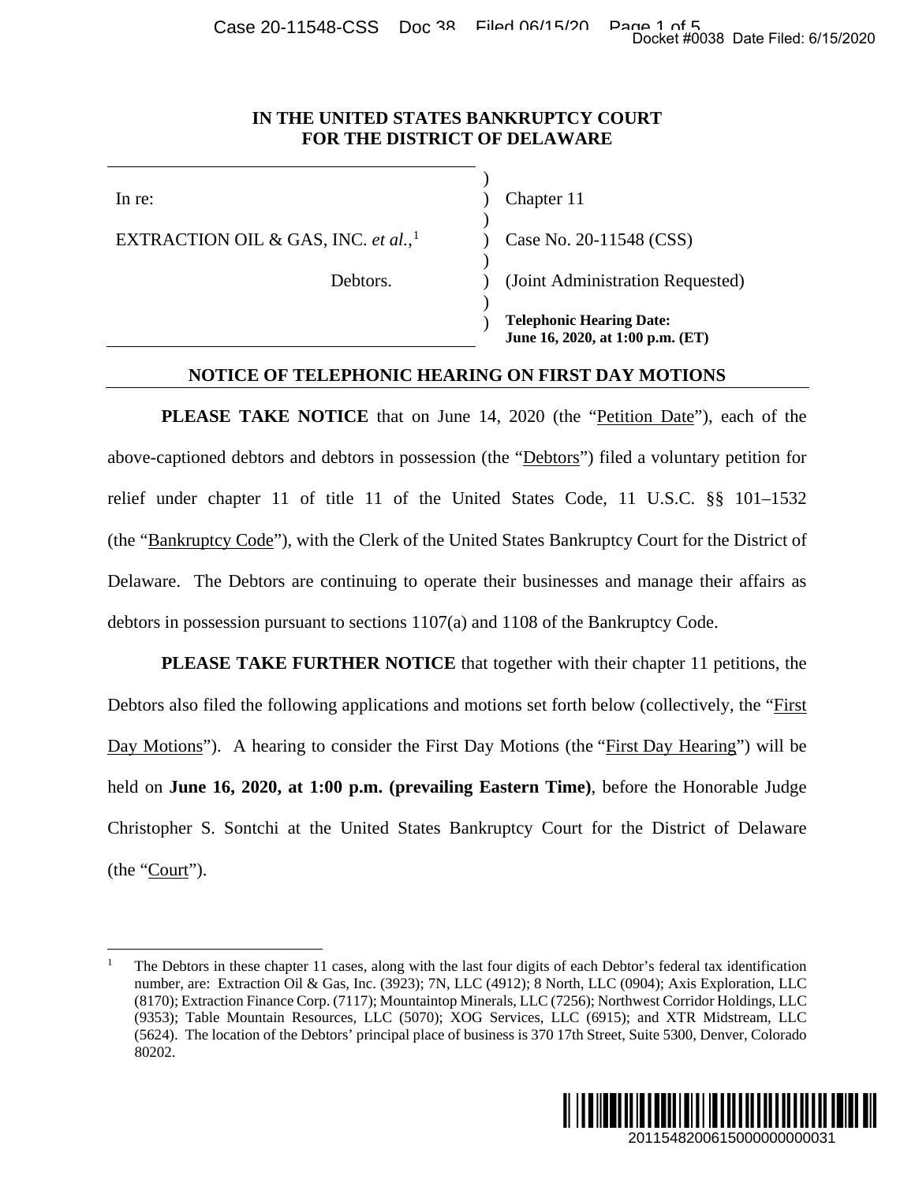**IN THE UNITED STATES BANKRUPTCY COURT**
**FOR THE DISTRICT OF DELAWARE**

| | | |
|---|---|---|
| In re: | ) | Chapter 11 |
| EXTRACTION OIL & GAS, INC. *et al.*,[1] | ) | Case No. 20-11548 (CSS) |
| Debtors. | ) | (Joint Administration Requested) |
| | ) | **Telephonic Hearing Date: June 16, 2020, at 1:00 p.m. (ET)** |

**NOTICE OF TELEPHONIC HEARING ON FIRST DAY MOTIONS**

**PLEASE TAKE NOTICE** that on June 14, 2020 (the "Petition Date"), each of the above-captioned debtors and debtors in possession (the "Debtors") filed a voluntary petition for relief under chapter 11 of title 11 of the United States Code, 11 U.S.C. §§ 101–1532 (the "Bankruptcy Code"), with the Clerk of the United States Bankruptcy Court for the District of Delaware. The Debtors are continuing to operate their businesses and manage their affairs as debtors in possession pursuant to sections 1107(a) and 1108 of the Bankruptcy Code.

**PLEASE TAKE FURTHER NOTICE** that together with their chapter 11 petitions, the Debtors also filed the following applications and motions set forth below (collectively, the "First Day Motions"). A hearing to consider the First Day Motions (the "First Day Hearing") will be held on **June 16, 2020, at 1:00 p.m. (prevailing Eastern Time)**, before the Honorable Judge Christopher S. Sontchi at the United States Bankruptcy Court for the District of Delaware (the "Court").

[1] The Debtors in these chapter 11 cases, along with the last four digits of each Debtor's federal tax identification number, are: Extraction Oil & Gas, Inc. (3923); 7N, LLC (4912); 8 North, LLC (0904); Axis Exploration, LLC (8170); Extraction Finance Corp. (7117); Mountaintop Minerals, LLC (7256); Northwest Corridor Holdings, LLC (9353); Table Mountain Resources, LLC (5070); XOG Services, LLC (6915); and XTR Midstream, LLC (5624). The location of the Debtors' principal place of business is 370 17th Street, Suite 5300, Denver, Colorado 80202.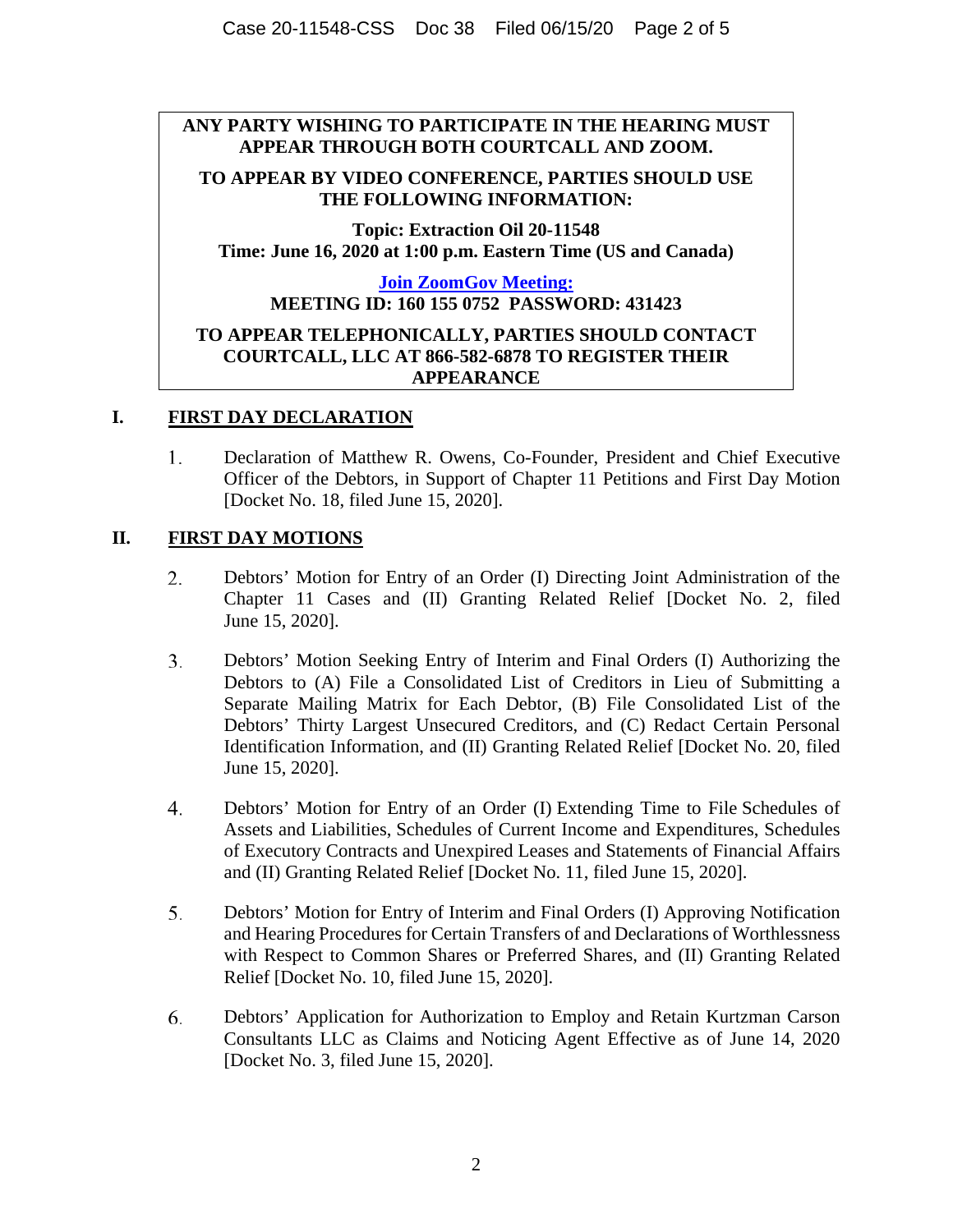**ANY PARTY WISHING TO PARTICIPATE IN THE HEARING MUST APPEAR THROUGH BOTH COURTCALL AND ZOOM.**

**TO APPEAR BY VIDEO CONFERENCE, PARTIES SHOULD USE THE FOLLOWING INFORMATION:**

**Topic: Extraction Oil 20-11548**
**Time: June 16, 2020 at 1:00 p.m. Eastern Time (US and Canada)**

**Join ZoomGov Meeting:**
**MEETING ID: 160 155 0752 PASSWORD: 431423**

**TO APPEAR TELEPHONICALLY, PARTIES SHOULD CONTACT COURTCALL, LLC AT 866-582-6878 TO REGISTER THEIR APPEARANCE**

## I. FIRST DAY DECLARATION

1. Declaration of Matthew R. Owens, Co-Founder, President and Chief Executive Officer of the Debtors, in Support of Chapter 11 Petitions and First Day Motion [Docket No. 18, filed June 15, 2020].

## II. FIRST DAY MOTIONS

2. Debtors' Motion for Entry of an Order (I) Directing Joint Administration of the Chapter 11 Cases and (II) Granting Related Relief [Docket No. 2, filed June 15, 2020].

3. Debtors' Motion Seeking Entry of Interim and Final Orders (I) Authorizing the Debtors to (A) File a Consolidated List of Creditors in Lieu of Submitting a Separate Mailing Matrix for Each Debtor, (B) File Consolidated List of the Debtors' Thirty Largest Unsecured Creditors, and (C) Redact Certain Personal Identification Information, and (II) Granting Related Relief [Docket No. 20, filed June 15, 2020].

4. Debtors' Motion for Entry of an Order (I) Extending Time to File Schedules of Assets and Liabilities, Schedules of Current Income and Expenditures, Schedules of Executory Contracts and Unexpired Leases and Statements of Financial Affairs and (II) Granting Related Relief [Docket No. 11, filed June 15, 2020].

5. Debtors' Motion for Entry of Interim and Final Orders (I) Approving Notification and Hearing Procedures for Certain Transfers of and Declarations of Worthlessness with Respect to Common Shares or Preferred Shares, and (II) Granting Related Relief [Docket No. 10, filed June 15, 2020].

6. Debtors' Application for Authorization to Employ and Retain Kurtzman Carson Consultants LLC as Claims and Noticing Agent Effective as of June 14, 2020 [Docket No. 3, filed June 15, 2020].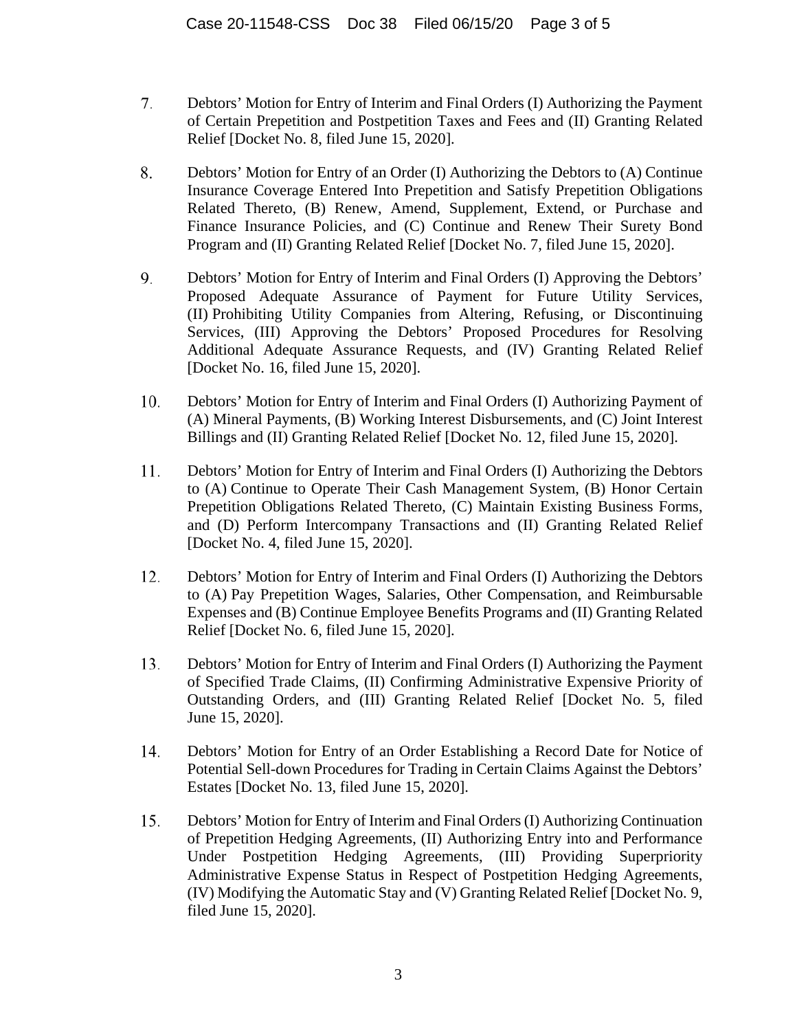7. Debtors' Motion for Entry of Interim and Final Orders (I) Authorizing the Payment of Certain Prepetition and Postpetition Taxes and Fees and (II) Granting Related Relief [Docket No. 8, filed June 15, 2020].

8. Debtors' Motion for Entry of an Order (I) Authorizing the Debtors to (A) Continue Insurance Coverage Entered Into Prepetition and Satisfy Prepetition Obligations Related Thereto, (B) Renew, Amend, Supplement, Extend, or Purchase and Finance Insurance Policies, and (C) Continue and Renew Their Surety Bond Program and (II) Granting Related Relief [Docket No. 7, filed June 15, 2020].

9. Debtors' Motion for Entry of Interim and Final Orders (I) Approving the Debtors' Proposed Adequate Assurance of Payment for Future Utility Services, (II) Prohibiting Utility Companies from Altering, Refusing, or Discontinuing Services, (III) Approving the Debtors' Proposed Procedures for Resolving Additional Adequate Assurance Requests, and (IV) Granting Related Relief [Docket No. 16, filed June 15, 2020].

10. Debtors' Motion for Entry of Interim and Final Orders (I) Authorizing Payment of (A) Mineral Payments, (B) Working Interest Disbursements, and (C) Joint Interest Billings and (II) Granting Related Relief [Docket No. 12, filed June 15, 2020].

11. Debtors' Motion for Entry of Interim and Final Orders (I) Authorizing the Debtors to (A) Continue to Operate Their Cash Management System, (B) Honor Certain Prepetition Obligations Related Thereto, (C) Maintain Existing Business Forms, and (D) Perform Intercompany Transactions and (II) Granting Related Relief [Docket No. 4, filed June 15, 2020].

12. Debtors' Motion for Entry of Interim and Final Orders (I) Authorizing the Debtors to (A) Pay Prepetition Wages, Salaries, Other Compensation, and Reimbursable Expenses and (B) Continue Employee Benefits Programs and (II) Granting Related Relief [Docket No. 6, filed June 15, 2020].

13. Debtors' Motion for Entry of Interim and Final Orders (I) Authorizing the Payment of Specified Trade Claims, (II) Confirming Administrative Expensive Priority of Outstanding Orders, and (III) Granting Related Relief [Docket No. 5, filed June 15, 2020].

14. Debtors' Motion for Entry of an Order Establishing a Record Date for Notice of Potential Sell-down Procedures for Trading in Certain Claims Against the Debtors' Estates [Docket No. 13, filed June 15, 2020].

15. Debtors' Motion for Entry of Interim and Final Orders (I) Authorizing Continuation of Prepetition Hedging Agreements, (II) Authorizing Entry into and Performance Under Postpetition Hedging Agreements, (III) Providing Superpriority Administrative Expense Status in Respect of Postpetition Hedging Agreements, (IV) Modifying the Automatic Stay and (V) Granting Related Relief [Docket No. 9, filed June 15, 2020].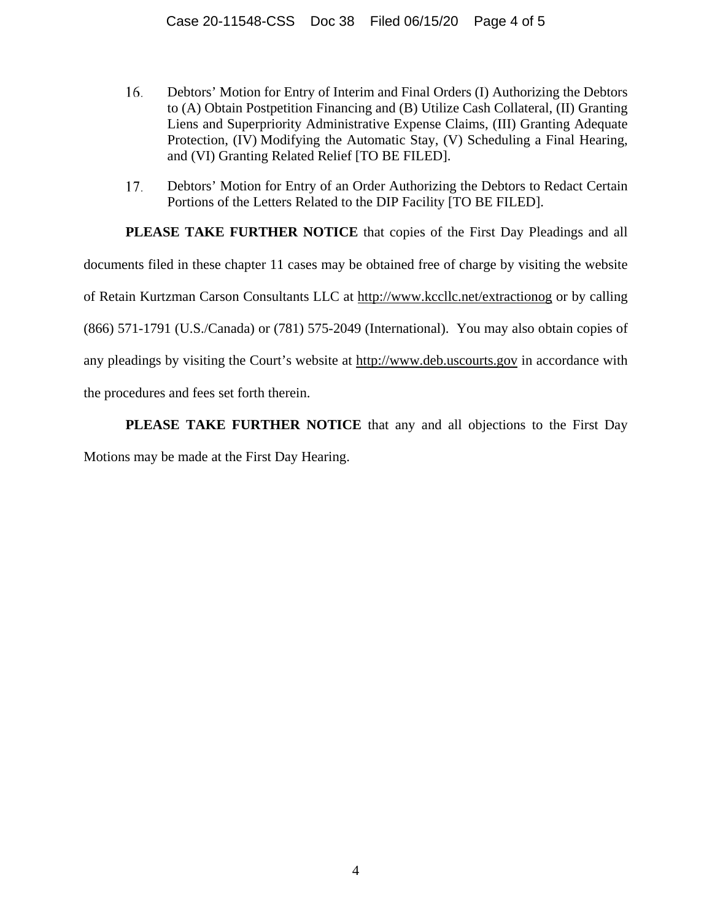16. Debtors' Motion for Entry of Interim and Final Orders (I) Authorizing the Debtors to (A) Obtain Postpetition Financing and (B) Utilize Cash Collateral, (II) Granting Liens and Superpriority Administrative Expense Claims, (III) Granting Adequate Protection, (IV) Modifying the Automatic Stay, (V) Scheduling a Final Hearing, and (VI) Granting Related Relief [TO BE FILED].

17. Debtors' Motion for Entry of an Order Authorizing the Debtors to Redact Certain Portions of the Letters Related to the DIP Facility [TO BE FILED].

**PLEASE TAKE FURTHER NOTICE** that copies of the First Day Pleadings and all documents filed in these chapter 11 cases may be obtained free of charge by visiting the website of Retain Kurtzman Carson Consultants LLC at http://www.kccllc.net/extractionog or by calling (866) 571-1791 (U.S./Canada) or (781) 575-2049 (International). You may also obtain copies of any pleadings by visiting the Court's website at http://www.deb.uscourts.gov in accordance with the procedures and fees set forth therein.

**PLEASE TAKE FURTHER NOTICE** that any and all objections to the First Day Motions may be made at the First Day Hearing.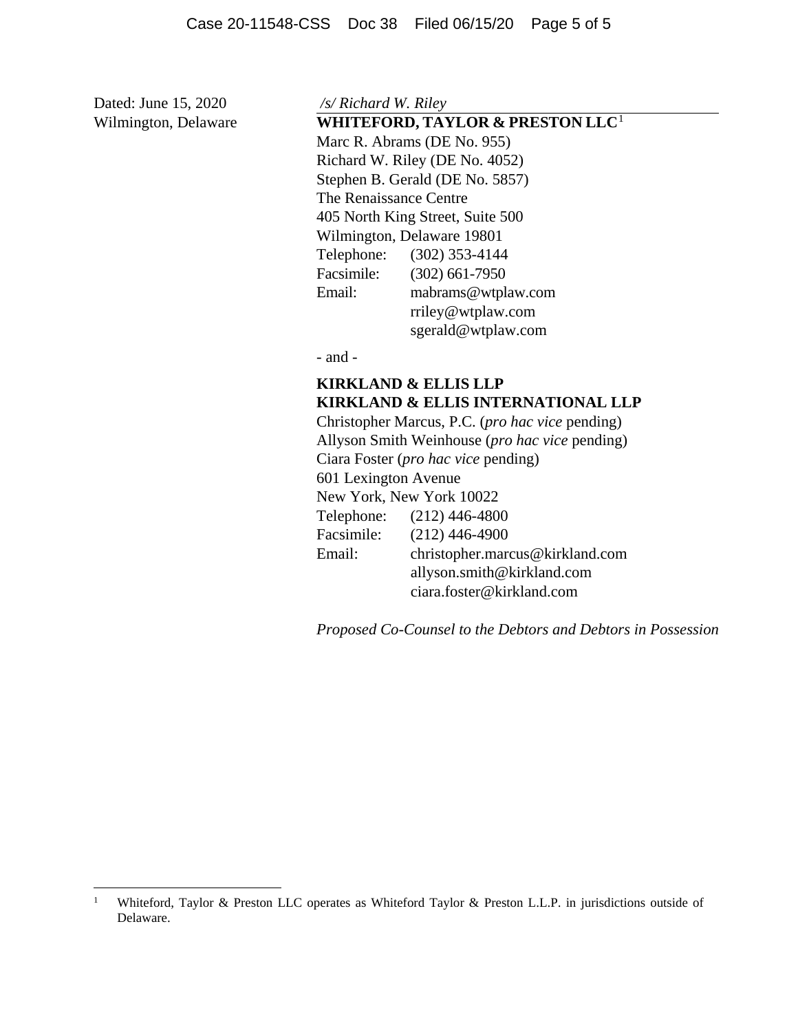Dated: June 15, 2020
Wilmington, Delaware

*/s/ Richard W. Riley*

**WHITEFORD, TAYLOR & PRESTON LLC**[1]
Marc R. Abrams (DE No. 955)
Richard W. Riley (DE No. 4052)
Stephen B. Gerald (DE No. 5857)
The Renaissance Centre
405 North King Street, Suite 500
Wilmington, Delaware 19801
Telephone: (302) 353-4144
Facsimile: (302) 661-7950
Email: mabrams@wtplaw.com
rriley@wtplaw.com
sgerald@wtplaw.com

\- and -

**KIRKLAND & ELLIS LLP**
**KIRKLAND & ELLIS INTERNATIONAL LLP**
Christopher Marcus, P.C. (*pro hac vice* pending)
Allyson Smith Weinhouse (*pro hac vice* pending)
Ciara Foster (*pro hac vice* pending)
601 Lexington Avenue
New York, New York 10022
Telephone: (212) 446-4800
Facsimile: (212) 446-4900
Email: christopher.marcus@kirkland.com
allyson.smith@kirkland.com
ciara.foster@kirkland.com

*Proposed Co-Counsel to the Debtors and Debtors in Possession*

---

[1] Whiteford, Taylor & Preston LLC operates as Whiteford Taylor & Preston L.L.P. in jurisdictions outside of Delaware.